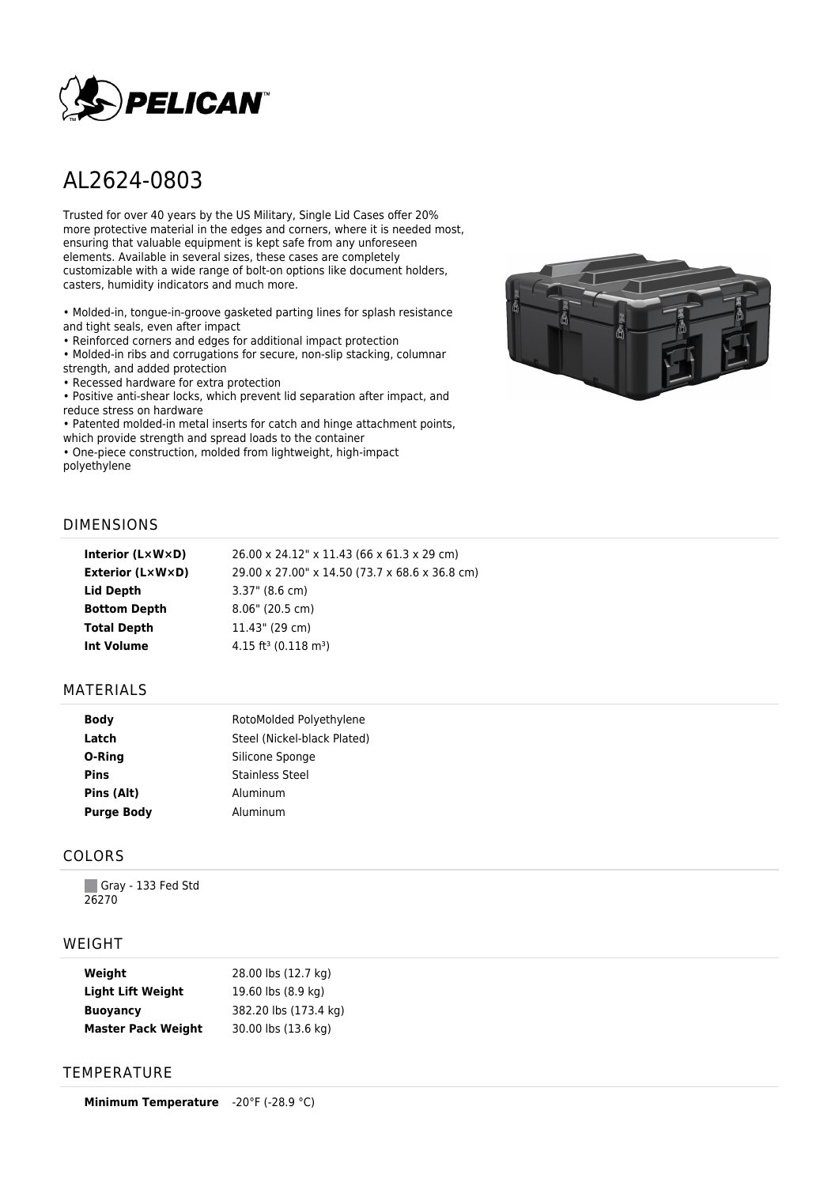# AL2624-0803

Trusted for over 40 years by the US Military, Single Lid Cases offer 20% more protective material in the edges and corners, where it is needed most, ensuring that valuable equipment is kept safe from any unforeseen elements. Available in several sizes, these cases are completely customizable with a wide range of bolt-on options like document holders, casters, humidity indicators and much more.

- Molded-in, tongue-in-groove gasketed parting lines for splash resistance and tight seals, even after impact
- Reinforced corners and edges for additional impact protection
- Molded-in ribs and corrugations for secure, non-slip stacking, columnar strength, and added protection
- Recessed hardware for extra protection
- Positive anti-shear locks, which prevent lid separation after impact, and reduce stress on hardware
- Patented molded-in metal inserts for catch and hinge attachment points, which provide strength and spread loads to the container
- One-piece construction, molded from lightweight, high-impact polyethylene

## DIMENSIONS

| | |
|---|---|
| **Interior (L×W×D)** | 26.00 x 24.12" x 11.43 (66 x 61.3 x 29 cm) |
| **Exterior (L×W×D)** | 29.00 x 27.00" x 14.50 (73.7 x 68.6 x 36.8 cm) |
| **Lid Depth** | 3.37" (8.6 cm) |
| **Bottom Depth** | 8.06" (20.5 cm) |
| **Total Depth** | 11.43" (29 cm) |
| **Int Volume** | 4.15 ft³ (0.118 m³) |

## MATERIALS

| | |
|---|---|
| **Body** | RotoMolded Polyethylene |
| **Latch** | Steel (Nickel-black Plated) |
| **O-Ring** | Silicone Sponge |
| **Pins** | Stainless Steel |
| **Pins (Alt)** | Aluminum |
| **Purge Body** | Aluminum |

## COLORS

Gray - 133 Fed Std 26270

## WEIGHT

| | |
|---|---|
| **Weight** | 28.00 lbs (12.7 kg) |
| **Light Lift Weight** | 19.60 lbs (8.9 kg) |
| **Buoyancy** | 382.20 lbs (173.4 kg) |
| **Master Pack Weight** | 30.00 lbs (13.6 kg) |

## TEMPERATURE

| | |
|---|---|
| **Minimum Temperature** | -20°F (-28.9 °C) |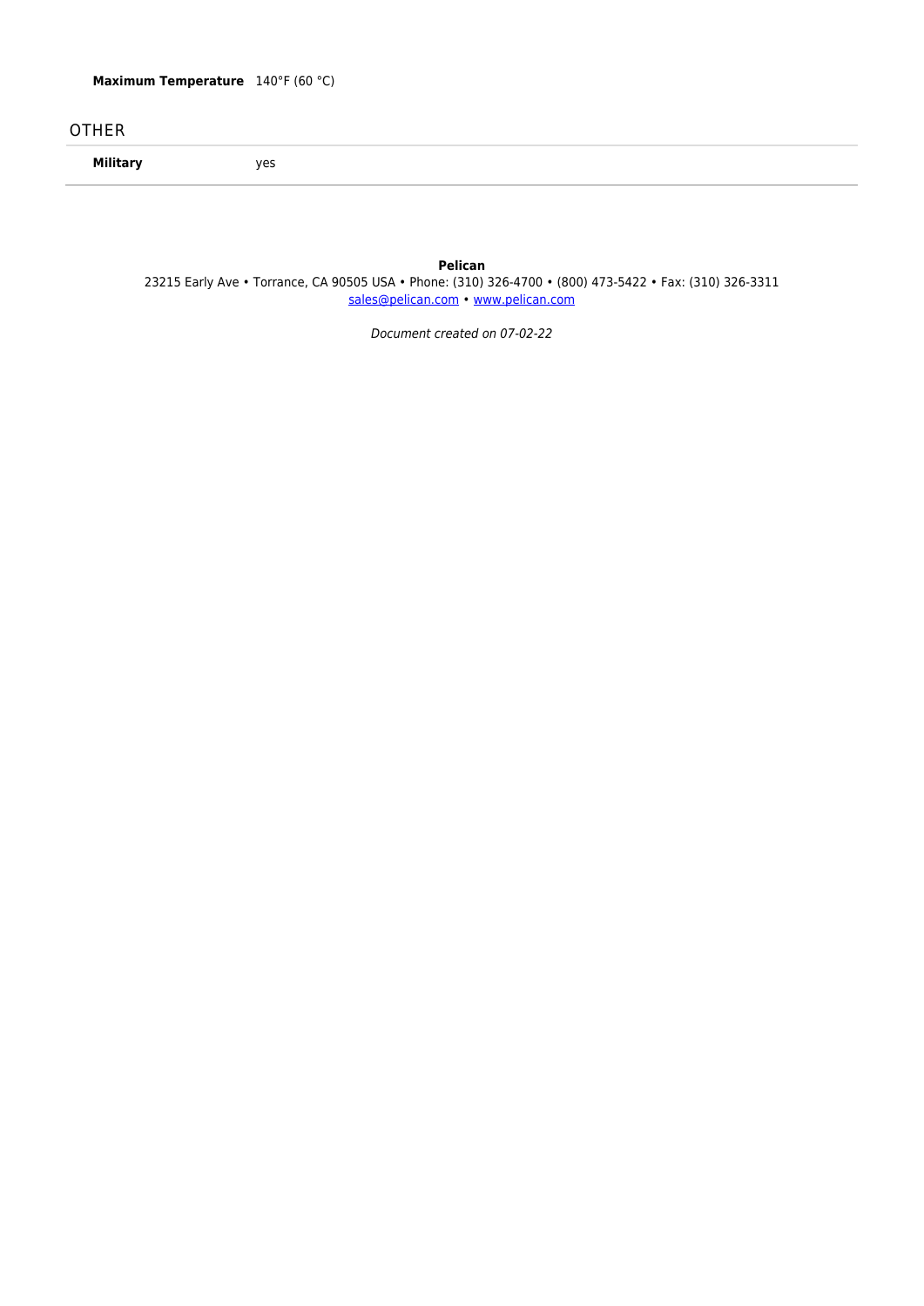| | |
|---|---|
| **Maximum Temperature** | 140°F (60 °C) |

## OTHER

| | |
|---|---|
| **Military** | yes |

**Pelican**

23215 Early Ave • Torrance, CA 90505 USA • Phone: (310) 326-4700 • (800) 473-5422 • Fax: (310) 326-3311

sales@pelican.com • www.pelican.com

*Document created on 07-02-22*